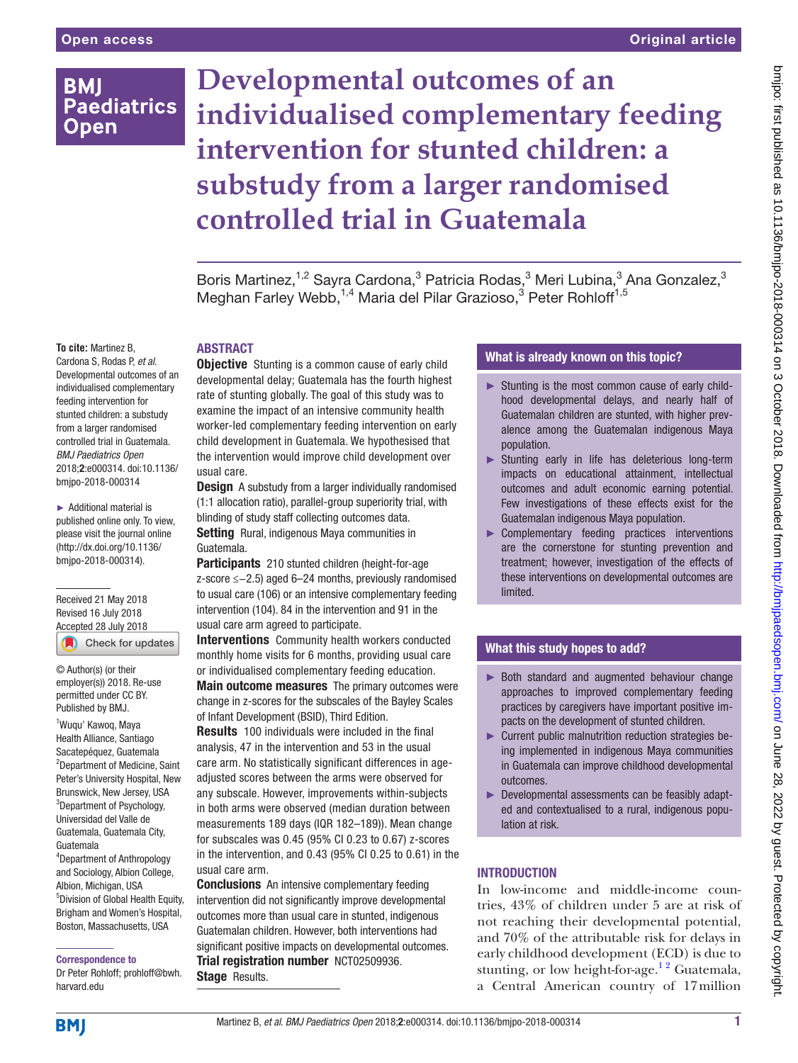# Developmental outcomes of an individualised complementary feeding intervention for stunted children: a substudy from a larger randomised controlled trial in Guatemala

Boris Martinez,[1,2] Sayra Cardona,[3] Patricia Rodas,[3] Meri Lubina,[3] Ana Gonzalez,[3] Meghan Farley Webb,[1,4] Maria del Pilar Grazioso,[3] Peter Rohloff[1,5]

**To cite:** Martinez B, Cardona S, Rodas P, *et al*. Developmental outcomes of an individualised complementary feeding intervention for stunted children: a substudy from a larger randomised controlled trial in Guatemala. *BMJ Paediatrics Open* 2018;**2**:e000314. doi:10.1136/bmjpo-2018-000314

► Additional material is published online only. To view, please visit the journal online (http://dx.doi.org/10.1136/bmjpo-2018-000314).

Received 21 May 2018
Revised 16 July 2018
Accepted 28 July 2018

© Author(s) (or their employer(s)) 2018. Re-use permitted under CC BY. Published by BMJ.

[1]Wuqu' Kawoq, Maya Health Alliance, Santiago Sacatepéquez, Guatemala
[2]Department of Medicine, Saint Peter's University Hospital, New Brunswick, New Jersey, USA
[3]Department of Psychology, Universidad del Valle de Guatemala, Guatemala City, Guatemala
[4]Department of Anthropology and Sociology, Albion College, Albion, Michigan, USA
[5]Division of Global Health Equity, Brigham and Women's Hospital, Boston, Massachusetts, USA

**Correspondence to**
Dr Peter Rohloff; prohloff@bwh.harvard.edu

## ABSTRACT

**Objective** Stunting is a common cause of early child developmental delay; Guatemala has the fourth highest rate of stunting globally. The goal of this study was to examine the impact of an intensive community health worker-led complementary feeding intervention on early child development in Guatemala. We hypothesised that the intervention would improve child development over usual care.

**Design** A substudy from a larger individually randomised (1:1 allocation ratio), parallel-group superiority trial, with blinding of study staff collecting outcomes data.

**Setting** Rural, indigenous Maya communities in Guatemala.

**Participants** 210 stunted children (height-for-age z-score ≤−2.5) aged 6–24 months, previously randomised to usual care (106) or an intensive complementary feeding intervention (104). 84 in the intervention and 91 in the usual care arm agreed to participate.

**Interventions** Community health workers conducted monthly home visits for 6 months, providing usual care or individualised complementary feeding education.

**Main outcome measures** The primary outcomes were change in z-scores for the subscales of the Bayley Scales of Infant Development (BSID), Third Edition.

**Results** 100 individuals were included in the final analysis, 47 in the intervention and 53 in the usual care arm. No statistically significant differences in age-adjusted scores between the arms were observed for any subscale. However, improvements within-subjects in both arms were observed (median duration between measurements 189 days (IQR 182–189)). Mean change for subscales was 0.45 (95% CI 0.23 to 0.67) z-scores in the intervention, and 0.43 (95% CI 0.25 to 0.61) in the usual care arm.

**Conclusions** An intensive complementary feeding intervention did not significantly improve developmental outcomes more than usual care in stunted, indigenous Guatemalan children. However, both interventions had significant positive impacts on developmental outcomes.

**Trial registration number** NCT02509936.

**Stage** Results.

## What is already known on this topic?

- Stunting is the most common cause of early childhood developmental delays, and nearly half of Guatemalan children are stunted, with higher prevalence among the Guatemalan indigenous Maya population.
- Stunting early in life has deleterious long-term impacts on educational attainment, intellectual outcomes and adult economic earning potential. Few investigations of these effects exist for the Guatemalan indigenous Maya population.
- Complementary feeding practices interventions are the cornerstone for stunting prevention and treatment; however, investigation of the effects of these interventions on developmental outcomes are limited.

## What this study hopes to add?

- Both standard and augmented behaviour change approaches to improved complementary feeding practices by caregivers have important positive impacts on the development of stunted children.
- Current public malnutrition reduction strategies being implemented in indigenous Maya communities in Guatemala can improve childhood developmental outcomes.
- Developmental assessments can be feasibly adapted and contextualised to a rural, indigenous population at risk.

## INTRODUCTION

In low-income and middle-income countries, 43% of children under 5 are at risk of not reaching their developmental potential, and 70% of the attributable risk for delays in early childhood development (ECD) is due to stunting, or low height-for-age.[1,2] Guatemala, a Central American country of 17 million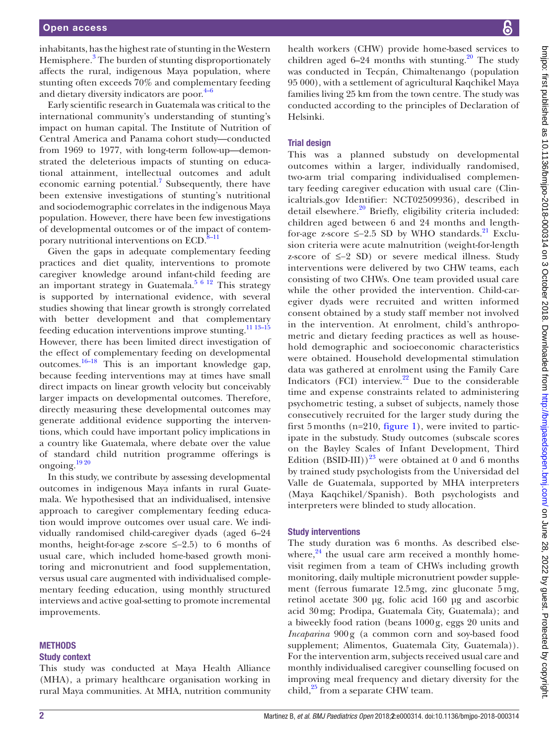inhabitants, has the highest rate of stunting in the Western Hemisphere.[3] The burden of stunting disproportionately affects the rural, indigenous Maya population, where stunting often exceeds 70% and complementary feeding and dietary diversity indicators are poor.[4–6]

Early scientific research in Guatemala was critical to the international community's understanding of stunting's impact on human capital. The Institute of Nutrition of Central America and Panama cohort study—conducted from 1969 to 1977, with long-term follow-up—demonstrated the deleterious impacts of stunting on educational attainment, intellectual outcomes and adult economic earning potential.[7] Subsequently, there have been extensive investigations of stunting's nutritional and sociodemographic correlates in the indigenous Maya population. However, there have been few investigations of developmental outcomes or of the impact of contemporary nutritional interventions on ECD.[8–11]

Given the gaps in adequate complementary feeding practices and diet quality, interventions to promote caregiver knowledge around infant-child feeding are an important strategy in Guatemala.[5 6 12] This strategy is supported by international evidence, with several studies showing that linear growth is strongly correlated with better development and that complementary feeding education interventions improve stunting.[11 13–15] However, there has been limited direct investigation of the effect of complementary feeding on developmental outcomes.[16–18] This is an important knowledge gap, because feeding interventions may at times have small direct impacts on linear growth velocity but conceivably larger impacts on developmental outcomes. Therefore, directly measuring these developmental outcomes may generate additional evidence supporting the interventions, which could have important policy implications in a country like Guatemala, where debate over the value of standard child nutrition programme offerings is ongoing.[19 20]

In this study, we contribute by assessing developmental outcomes in indigenous Maya infants in rural Guatemala. We hypothesised that an individualised, intensive approach to caregiver complementary feeding education would improve outcomes over usual care. We individually randomised child-caregiver dyads (aged 6–24 months, height-for-age z-score ≤–2.5) to 6 months of usual care, which included home-based growth monitoring and micronutrient and food supplementation, versus usual care augmented with individualised complementary feeding education, using monthly structured interviews and active goal-setting to promote incremental improvements.

## METHODS

### Study context

This study was conducted at Maya Health Alliance (MHA), a primary healthcare organisation working in rural Maya communities. At MHA, nutrition community health workers (CHW) provide home-based services to children aged 6–24 months with stunting.[20] The study was conducted in Tecpán, Chimaltenango (population 95 000), with a settlement of agricultural Kaqchikel Maya families living 25 km from the town centre. The study was conducted according to the principles of Declaration of Helsinki.

### Trial design

This was a planned substudy on developmental outcomes within a larger, individually randomised, two-arm trial comparing individualised complementary feeding caregiver education with usual care (Clinicaltrials.gov Identifier: NCT02509936), described in detail elsewhere.[20] Briefly, eligibility criteria included: children aged between 6 and 24 months and length-for-age z-score ≤–2.5 SD by WHO standards.[21] Exclusion criteria were acute malnutrition (weight-for-length z-score of ≤–2 SD) or severe medical illness. Study interventions were delivered by two CHW teams, each consisting of two CHWs. One team provided usual care while the other provided the intervention. Child-caregiver dyads were recruited and written informed consent obtained by a study staff member not involved in the intervention. At enrolment, child's anthropometric and dietary feeding practices as well as household demographic and socioeconomic characteristics were obtained. Household developmental stimulation data was gathered at enrolment using the Family Care Indicators (FCI) interview.[22] Due to the considerable time and expense constraints related to administering psychometric testing, a subset of subjects, namely those consecutively recruited for the larger study during the first 5 months (n=210, figure 1), were invited to participate in the substudy. Study outcomes (subscale scores on the Bayley Scales of Infant Development, Third Edition (BSID-III))[23] were obtained at 0 and 6 months by trained study psychologists from the Universidad del Valle de Guatemala, supported by MHA interpreters (Maya Kaqchikel/Spanish). Both psychologists and interpreters were blinded to study allocation.

### Study interventions

The study duration was 6 months. As described elsewhere,[24] the usual care arm received a monthly home-visit regimen from a team of CHWs including growth monitoring, daily multiple micronutrient powder supplement (ferrous fumarate 12.5 mg, zinc gluconate 5 mg, retinol acetate 300 µg, folic acid 160 µg and ascorbic acid 30 mg; Prodipa, Guatemala City, Guatemala); and a biweekly food ration (beans 1000 g, eggs 20 units and *Incaparina* 900 g (a common corn and soy-based food supplement; Alimentos, Guatemala City, Guatemala)). For the intervention arm, subjects received usual care and monthly individualised caregiver counselling focused on improving meal frequency and dietary diversity for the child,[25] from a separate CHW team.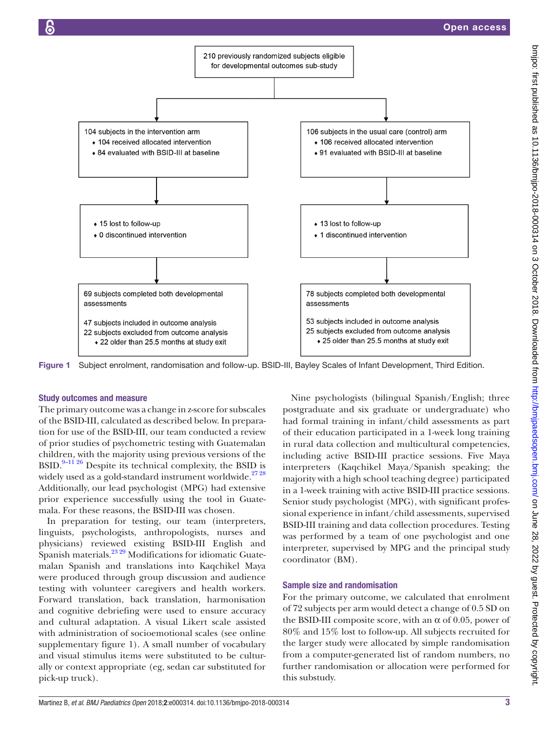210 previously randomized subjects eligible for developmental outcomes sub-study

104 subjects in the intervention arm
- 104 received allocated intervention
- 84 evaluated with BSID-III at baseline

106 subjects in the usual care (control) arm
- 106 received allocated intervention
- 91 evaluated with BSID-III at baseline

- 15 lost to follow-up
- 0 discontinued intervention

- 13 lost to follow-up
- 1 discontinued intervention

69 subjects completed both developmental assessments

47 subjects included in outcome analysis
22 subjects excluded from outcome analysis
- 22 older than 25.5 months at study exit

78 subjects completed both developmental assessments

53 subjects included in outcome analysis
25 subjects excluded from outcome analysis
- 25 older than 25.5 months at study exit

**Figure 1** Subject enrolment, randomisation and follow-up. BSID-III, Bayley Scales of Infant Development, Third Edition.

### Study outcomes and measure

The primary outcome was a change in z-score for subscales of the BSID-III, calculated as described below. In preparation for use of the BSID-III, our team conducted a review of prior studies of psychometric testing with Guatemalan children, with the majority using previous versions of the BSID.[9–11 26] Despite its technical complexity, the BSID is widely used as a gold-standard instrument worldwide.[27 28] Additionally, our lead psychologist (MPG) had extensive prior experience successfully using the tool in Guatemala. For these reasons, the BSID-III was chosen.

In preparation for testing, our team (interpreters, linguists, psychologists, anthropologists, nurses and physicians) reviewed existing BSID-III English and Spanish materials.[23 29] Modifications for idiomatic Guatemalan Spanish and translations into Kaqchikel Maya were produced through group discussion and audience testing with volunteer caregivers and health workers. Forward translation, back translation, harmonisation and cognitive debriefing were used to ensure accuracy and cultural adaptation. A visual Likert scale assisted with administration of socioemotional scales (see online supplementary figure 1). A small number of vocabulary and visual stimulus items were substituted to be culturally or context appropriate (eg, sedan car substituted for pick-up truck).

Nine psychologists (bilingual Spanish/English; three postgraduate and six graduate or undergraduate) who had formal training in infant/child assessments as part of their education participated in a 1-week long training in rural data collection and multicultural competencies, including active BSID-III practice sessions. Five Maya interpreters (Kaqchikel Maya/Spanish speaking; the majority with a high school teaching degree) participated in a 1-week training with active BSID-III practice sessions. Senior study psychologist (MPG), with significant professional experience in infant/child assessments, supervised BSID-III training and data collection procedures. Testing was performed by a team of one psychologist and one interpreter, supervised by MPG and the principal study coordinator (BM).

### Sample size and randomisation

For the primary outcome, we calculated that enrolment of 72 subjects per arm would detect a change of 0.5 SD on the BSID-III composite score, with an $\alpha$ of 0.05, power of 80% and 15% lost to follow-up. All subjects recruited for the larger study were allocated by simple randomisation from a computer-generated list of random numbers, no further randomisation or allocation were performed for this substudy.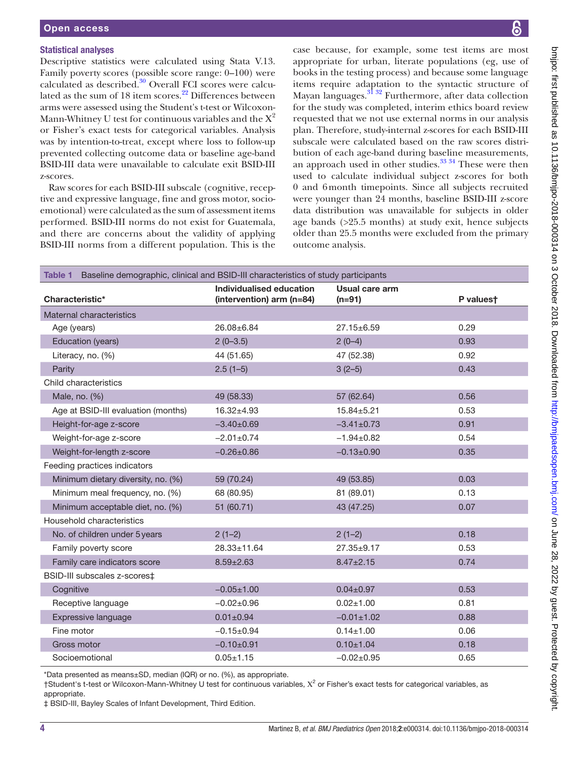### Statistical analyses

Descriptive statistics were calculated using Stata V.13. Family poverty scores (possible score range: 0–100) were calculated as described.[30] Overall FCI scores were calculated as the sum of 18 item scores.[22] Differences between arms were assessed using the Student's t-test or Wilcoxon-Mann-Whitney U test for continuous variables and the $X^2$ or Fisher's exact tests for categorical variables. Analysis was by intention-to-treat, except where loss to follow-up prevented collecting outcome data or baseline age-band BSID-III data were unavailable to calculate exit BSID-III z-scores.

Raw scores for each BSID-III subscale (cognitive, receptive and expressive language, fine and gross motor, socioemotional) were calculated as the sum of assessment items performed. BSID-III norms do not exist for Guatemala, and there are concerns about the validity of applying BSID-III norms from a different population. This is the case because, for example, some test items are most appropriate for urban, literate populations (eg, use of books in the testing process) and because some language items require adaptation to the syntactic structure of Mayan languages.[31 32] Furthermore, after data collection for the study was completed, interim ethics board review requested that we not use external norms in our analysis plan. Therefore, study-internal z-scores for each BSID-III subscale were calculated based on the raw scores distribution of each age-band during baseline measurements, an approach used in other studies.[33 34] These were then used to calculate individual subject z-scores for both 0 and 6 month timepoints. Since all subjects recruited were younger than 24 months, baseline BSID-III z-score data distribution was unavailable for subjects in older age bands (>25.5 months) at study exit, hence subjects older than 25.5 months were excluded from the primary outcome analysis.

**Table 1** Baseline demographic, clinical and BSID-III characteristics of study participants

| Characteristic* | Individualised education (intervention) arm (n=84) | Usual care arm (n=91) | P values† |
|---|---|---|---|
| Maternal characteristics | | | |
| Age (years) | 26.08±6.84 | 27.15±6.59 | 0.29 |
| Education (years) | 2 (0–3.5) | 2 (0–4) | 0.93 |
| Literacy, no. (%) | 44 (51.65) | 47 (52.38) | 0.92 |
| Parity | 2.5 (1–5) | 3 (2–5) | 0.43 |
| Child characteristics | | | |
| Male, no. (%) | 49 (58.33) | 57 (62.64) | 0.56 |
| Age at BSID-III evaluation (months) | 16.32±4.93 | 15.84±5.21 | 0.53 |
| Height-for-age z-score | −3.40±0.69 | −3.41±0.73 | 0.91 |
| Weight-for-age z-score | −2.01±0.74 | −1.94±0.82 | 0.54 |
| Weight-for-length z-score | −0.26±0.86 | −0.13±0.90 | 0.35 |
| Feeding practices indicators | | | |
| Minimum dietary diversity, no. (%) | 59 (70.24) | 49 (53.85) | 0.03 |
| Minimum meal frequency, no. (%) | 68 (80.95) | 81 (89.01) | 0.13 |
| Minimum acceptable diet, no. (%) | 51 (60.71) | 43 (47.25) | 0.07 |
| Household characteristics | | | |
| No. of children under 5 years | 2 (1–2) | 2 (1–2) | 0.18 |
| Family poverty score | 28.33±11.64 | 27.35±9.17 | 0.53 |
| Family care indicators score | 8.59±2.63 | 8.47±2.15 | 0.74 |
| BSID-III subscales z-scores‡ | | | |
| Cognitive | −0.05±1.00 | 0.04±0.97 | 0.53 |
| Receptive language | −0.02±0.96 | 0.02±1.00 | 0.81 |
| Expressive language | 0.01±0.94 | −0.01±1.02 | 0.88 |
| Fine motor | −0.15±0.94 | 0.14±1.00 | 0.06 |
| Gross motor | −0.10±0.91 | 0.10±1.04 | 0.18 |
| Socioemotional | 0.05±1.15 | −0.02±0.95 | 0.65 |

*Data presented as means±SD, median (IQR) or no. (%), as appropriate.
†Student's t-test or Wilcoxon-Mann-Whitney U test for continuous variables, $X^2$ or Fisher's exact tests for categorical variables, as appropriate.
‡ BSID-III, Bayley Scales of Infant Development, Third Edition.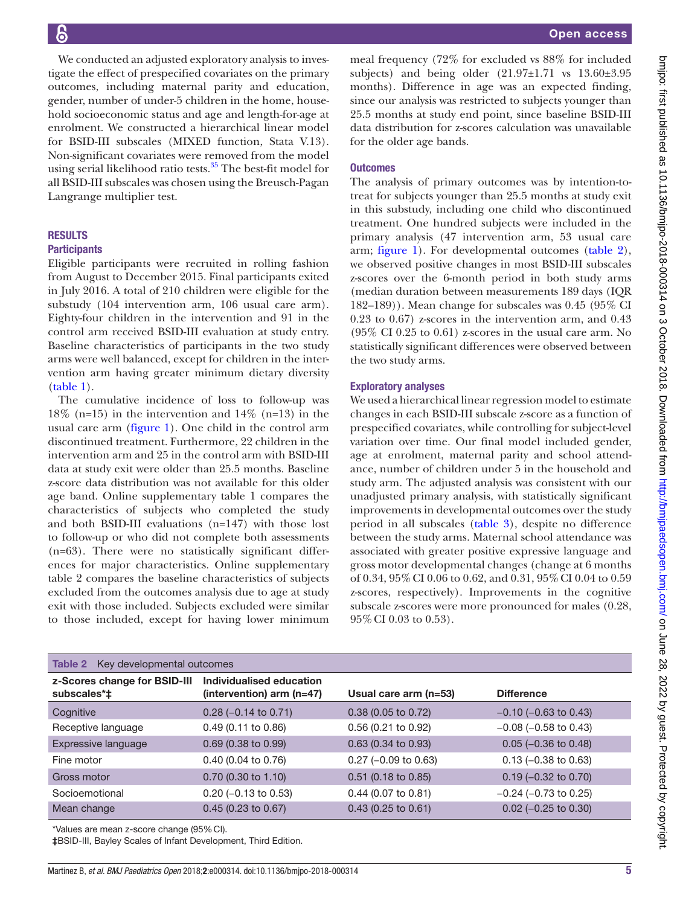We conducted an adjusted exploratory analysis to investigate the effect of prespecified covariates on the primary outcomes, including maternal parity and education, gender, number of under-5 children in the home, household socioeconomic status and age and length-for-age at enrolment. We constructed a hierarchical linear model for BSID-III subscales (MIXED function, Stata V.13). Non-significant covariates were removed from the model using serial likelihood ratio tests.[35] The best-fit model for all BSID-III subscales was chosen using the Breusch-Pagan Langrange multiplier test.

## RESULTS

### Participants

Eligible participants were recruited in rolling fashion from August to December 2015. Final participants exited in July 2016. A total of 210 children were eligible for the substudy (104 intervention arm, 106 usual care arm). Eighty-four children in the intervention and 91 in the control arm received BSID-III evaluation at study entry. Baseline characteristics of participants in the two study arms were well balanced, except for children in the intervention arm having greater minimum dietary diversity (table 1).

The cumulative incidence of loss to follow-up was 18% (n=15) in the intervention and 14% (n=13) in the usual care arm (figure 1). One child in the control arm discontinued treatment. Furthermore, 22 children in the intervention arm and 25 in the control arm with BSID-III data at study exit were older than 25.5 months. Baseline z-score data distribution was not available for this older age band. Online supplementary table 1 compares the characteristics of subjects who completed the study and both BSID-III evaluations (n=147) with those lost to follow-up or who did not complete both assessments (n=63). There were no statistically significant differences for major characteristics. Online supplementary table 2 compares the baseline characteristics of subjects excluded from the outcomes analysis due to age at study exit with those included. Subjects excluded were similar to those included, except for having lower minimum meal frequency (72% for excluded vs 88% for included subjects) and being older (21.97±1.71 vs 13.60±3.95 months). Difference in age was an expected finding, since our analysis was restricted to subjects younger than 25.5 months at study end point, since baseline BSID-III data distribution for z-scores calculation was unavailable for the older age bands.

### Outcomes

The analysis of primary outcomes was by intention-to-treat for subjects younger than 25.5 months at study exit in this substudy, including one child who discontinued treatment. One hundred subjects were included in the primary analysis (47 intervention arm, 53 usual care arm; figure 1). For developmental outcomes (table 2), we observed positive changes in most BSID-III subscales z-scores over the 6-month period in both study arms (median duration between measurements 189 days (IQR 182–189)). Mean change for subscales was 0.45 (95% CI 0.23 to 0.67) z-scores in the intervention arm, and 0.43 (95% CI 0.25 to 0.61) z-scores in the usual care arm. No statistically significant differences were observed between the two study arms.

### Exploratory analyses

We used a hierarchical linear regression model to estimate changes in each BSID-III subscale z-score as a function of prespecified covariates, while controlling for subject-level variation over time. Our final model included gender, age at enrolment, maternal parity and school attendance, number of children under 5 in the household and study arm. The adjusted analysis was consistent with our unadjusted primary analysis, with statistically significant improvements in developmental outcomes over the study period in all subscales (table 3), despite no difference between the study arms. Maternal school attendance was associated with greater positive expressive language and gross motor developmental changes (change at 6 months of 0.34, 95% CI 0.06 to 0.62, and 0.31, 95% CI 0.04 to 0.59 z-scores, respectively). Improvements in the cognitive subscale z-scores were more pronounced for males (0.28, 95% CI 0.03 to 0.53).

**Table 2** Key developmental outcomes

| z-Scores change for BSID-III subscales*‡ | Individualised education (intervention) arm (n=47) | Usual care arm (n=53) | Difference |
|---|---|---|---|
| Cognitive | 0.28 (–0.14 to 0.71) | 0.38 (0.05 to 0.72) | –0.10 (–0.63 to 0.43) |
| Receptive language | 0.49 (0.11 to 0.86) | 0.56 (0.21 to 0.92) | –0.08 (–0.58 to 0.43) |
| Expressive language | 0.69 (0.38 to 0.99) | 0.63 (0.34 to 0.93) | 0.05 (–0.36 to 0.48) |
| Fine motor | 0.40 (0.04 to 0.76) | 0.27 (–0.09 to 0.63) | 0.13 (–0.38 to 0.63) |
| Gross motor | 0.70 (0.30 to 1.10) | 0.51 (0.18 to 0.85) | 0.19 (–0.32 to 0.70) |
| Socioemotional | 0.20 (–0.13 to 0.53) | 0.44 (0.07 to 0.81) | –0.24 (–0.73 to 0.25) |
| Mean change | 0.45 (0.23 to 0.67) | 0.43 (0.25 to 0.61) | 0.02 (–0.25 to 0.30) |

*Values are mean z-score change (95% CI).
‡BSID-III, Bayley Scales of Infant Development, Third Edition.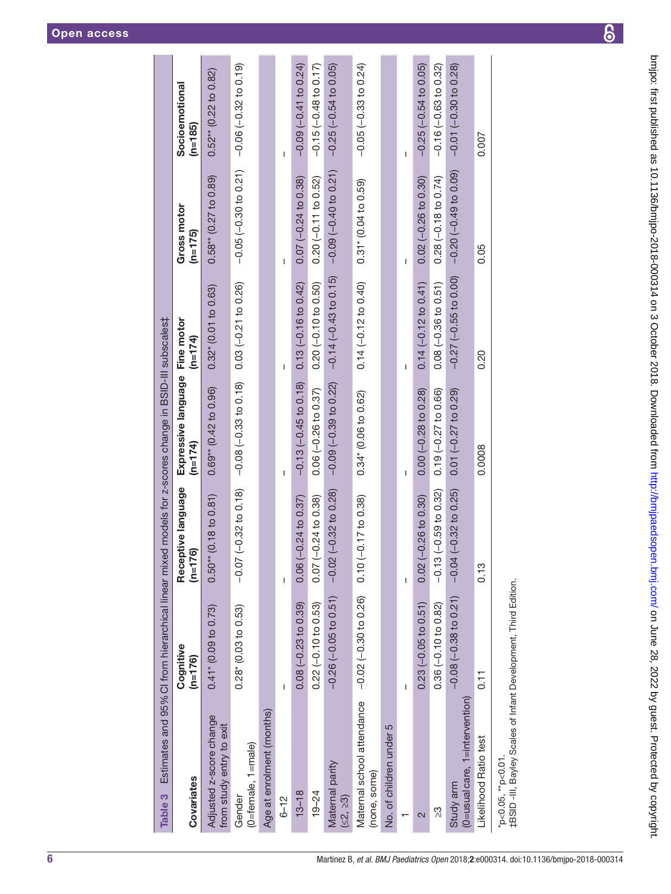**Table 3** Estimates and 95% CI from hierarchical linear mixed models for z-scores change in BSID-III subscales‡

| Covariates | Cognitive (n=176) | Receptive language (n=176) | Expressive language (n=174) | Fine motor (n=174) | Gross motor (n=175) | Socioemotional (n=185) |
|---|---|---|---|---|---|---|
| Adjusted z-score change from study entry to exit | 0.41* (0.09 to 0.73) | 0.50** (0.18 to 0.81) | 0.69** (0.42 to 0.96) | 0.32* (0.01 to 0.63) | 0.58** (0.27 to 0.89) | 0.52** (0.22 to 0.82) |
| Gender (0=female, 1=male) | 0.28* (0.03 to 0.53) | −0.07 (−0.32 to 0.18) | −0.08 (−0.33 to 0.18) | 0.03 (−0.21 to 0.26) | −0.05 (−0.30 to 0.21) | −0.06 (−0.32 to 0.19) |
| Age at enrolment (months) | | | | | | |
| 6–12 | – | – | – | – | – | – |
| 13–18 | 0.08 (−0.23 to 0.39) | 0.06 (−0.24 to 0.37) | −0.13 (−0.45 to 0.18) | 0.13 (−0.16 to 0.42) | 0.07 (−0.24 to 0.38) | −0.09 (−0.41 to 0.24) |
| 19–24 | 0.22 (−0.10 to 0.53) | 0.07 (−0.24 to 0.38) | 0.06 (−0.26 to 0.37) | 0.20 (−0.10 to 0.50) | 0.20 (−0.11 to 0.52) | −0.15 (−0.48 to 0.17) |
| Maternal parity (≤2, ≥3) | −0.26 (−0.05 to 0.51) | −0.02 (−0.32 to 0.28) | −0.09 (−0.39 to 0.22) | −0.14 (−0.43 to 0.15) | −0.09 (−0.40 to 0.21) | −0.25 (−0.54 to 0.05) |
| Maternal school attendance (none, some) | −0.02 (−0.30 to 0.26) | 0.10 (−0.17 to 0.38) | 0.34* (0.06 to 0.62) | 0.14 (−0.12 to 0.40) | 0.31* (0.04 to 0.59) | −0.05 (−0.33 to 0.24) |
| No. of children under 5 | | | | | | |
| 1 | – | – | – | – | – | – |
| 2 | 0.23 (−0.05 to 0.51) | 0.02 (−0.26 to 0.30) | 0.00 (−0.28 to 0.28) | 0.14 (−0.12 to 0.41) | 0.02 (−0.26 to 0.30) | −0.25 (−0.54 to 0.05) |
| ≥3 | 0.36 (−0.10 to 0.82) | −0.13 (−0.59 to 0.32) | 0.19 (−0.27 to 0.66) | 0.08 (−0.36 to 0.51) | 0.28 (−0.18 to 0.74) | −0.16 (−0.63 to 0.32) |
| Study arm (0=usual care, 1=intervention) | −0.08 (−0.38 to 0.21) | −0.04 (−0.32 to 0.25) | 0.01 (−0.27 to 0.29) | −0.27 (−0.55 to 0.00) | −0.20 (−0.49 to 0.09) | −0.01 (−0.30 to 0.28) |
| Likelihood Ratio test | 0.11 | 0.13 | 0.0008 | 0.20 | 0.05 | 0.007 |

*p<0.05, **p<0.01.
‡BSID -III, Bayley Scales of Infant Development, Third Edition.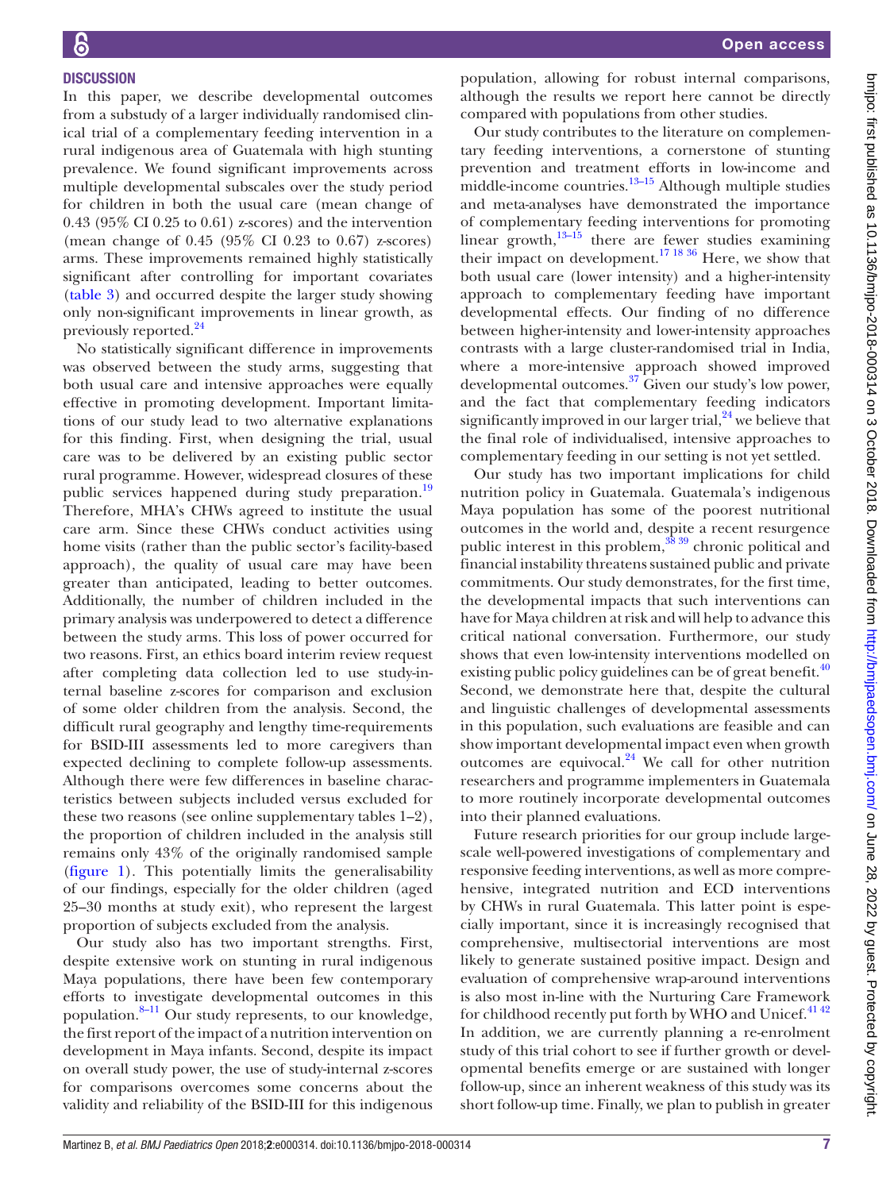## DISCUSSION

In this paper, we describe developmental outcomes from a substudy of a larger individually randomised clinical trial of a complementary feeding intervention in a rural indigenous area of Guatemala with high stunting prevalence. We found significant improvements across multiple developmental subscales over the study period for children in both the usual care (mean change of 0.43 (95% CI 0.25 to 0.61) z-scores) and the intervention (mean change of 0.45 (95% CI 0.23 to 0.67) z-scores) arms. These improvements remained highly statistically significant after controlling for important covariates (table 3) and occurred despite the larger study showing only non-significant improvements in linear growth, as previously reported.[24]

No statistically significant difference in improvements was observed between the study arms, suggesting that both usual care and intensive approaches were equally effective in promoting development. Important limitations of our study lead to two alternative explanations for this finding. First, when designing the trial, usual care was to be delivered by an existing public sector rural programme. However, widespread closures of these public services happened during study preparation.[19] Therefore, MHA's CHWs agreed to institute the usual care arm. Since these CHWs conduct activities using home visits (rather than the public sector's facility-based approach), the quality of usual care may have been greater than anticipated, leading to better outcomes. Additionally, the number of children included in the primary analysis was underpowered to detect a difference between the study arms. This loss of power occurred for two reasons. First, an ethics board interim review request after completing data collection led to use study-internal baseline z-scores for comparison and exclusion of some older children from the analysis. Second, the difficult rural geography and lengthy time-requirements for BSID-III assessments led to more caregivers than expected declining to complete follow-up assessments. Although there were few differences in baseline characteristics between subjects included versus excluded for these two reasons (see online supplementary tables 1–2), the proportion of children included in the analysis still remains only 43% of the originally randomised sample (figure 1). This potentially limits the generalisability of our findings, especially for the older children (aged 25–30 months at study exit), who represent the largest proportion of subjects excluded from the analysis.

Our study also has two important strengths. First, despite extensive work on stunting in rural indigenous Maya populations, there have been few contemporary efforts to investigate developmental outcomes in this population.[8–11] Our study represents, to our knowledge, the first report of the impact of a nutrition intervention on development in Maya infants. Second, despite its impact on overall study power, the use of study-internal z-scores for comparisons overcomes some concerns about the validity and reliability of the BSID-III for this indigenous population, allowing for robust internal comparisons, although the results we report here cannot be directly compared with populations from other studies.

Our study contributes to the literature on complementary feeding interventions, a cornerstone of stunting prevention and treatment efforts in low-income and middle-income countries.[13–15] Although multiple studies and meta-analyses have demonstrated the importance of complementary feeding interventions for promoting linear growth,[13–15] there are fewer studies examining their impact on development.[17 18 36] Here, we show that both usual care (lower intensity) and a higher-intensity approach to complementary feeding have important developmental effects. Our finding of no difference between higher-intensity and lower-intensity approaches contrasts with a large cluster-randomised trial in India, where a more-intensive approach showed improved developmental outcomes.[37] Given our study's low power, and the fact that complementary feeding indicators significantly improved in our larger trial,[24] we believe that the final role of individualised, intensive approaches to complementary feeding in our setting is not yet settled.

Our study has two important implications for child nutrition policy in Guatemala. Guatemala's indigenous Maya population has some of the poorest nutritional outcomes in the world and, despite a recent resurgence public interest in this problem,[38 39] chronic political and financial instability threatens sustained public and private commitments. Our study demonstrates, for the first time, the developmental impacts that such interventions can have for Maya children at risk and will help to advance this critical national conversation. Furthermore, our study shows that even low-intensity interventions modelled on existing public policy guidelines can be of great benefit.[40] Second, we demonstrate here that, despite the cultural and linguistic challenges of developmental assessments in this population, such evaluations are feasible and can show important developmental impact even when growth outcomes are equivocal.[24] We call for other nutrition researchers and programme implementers in Guatemala to more routinely incorporate developmental outcomes into their planned evaluations.

Future research priorities for our group include large-scale well-powered investigations of complementary and responsive feeding interventions, as well as more comprehensive, integrated nutrition and ECD interventions by CHWs in rural Guatemala. This latter point is especially important, since it is increasingly recognised that comprehensive, multisectorial interventions are most likely to generate sustained positive impact. Design and evaluation of comprehensive wrap-around interventions is also most in-line with the Nurturing Care Framework for childhood recently put forth by WHO and Unicef.[41 42] In addition, we are currently planning a re-enrolment study of this trial cohort to see if further growth or developmental benefits emerge or are sustained with longer follow-up, since an inherent weakness of this study was its short follow-up time. Finally, we plan to publish in greater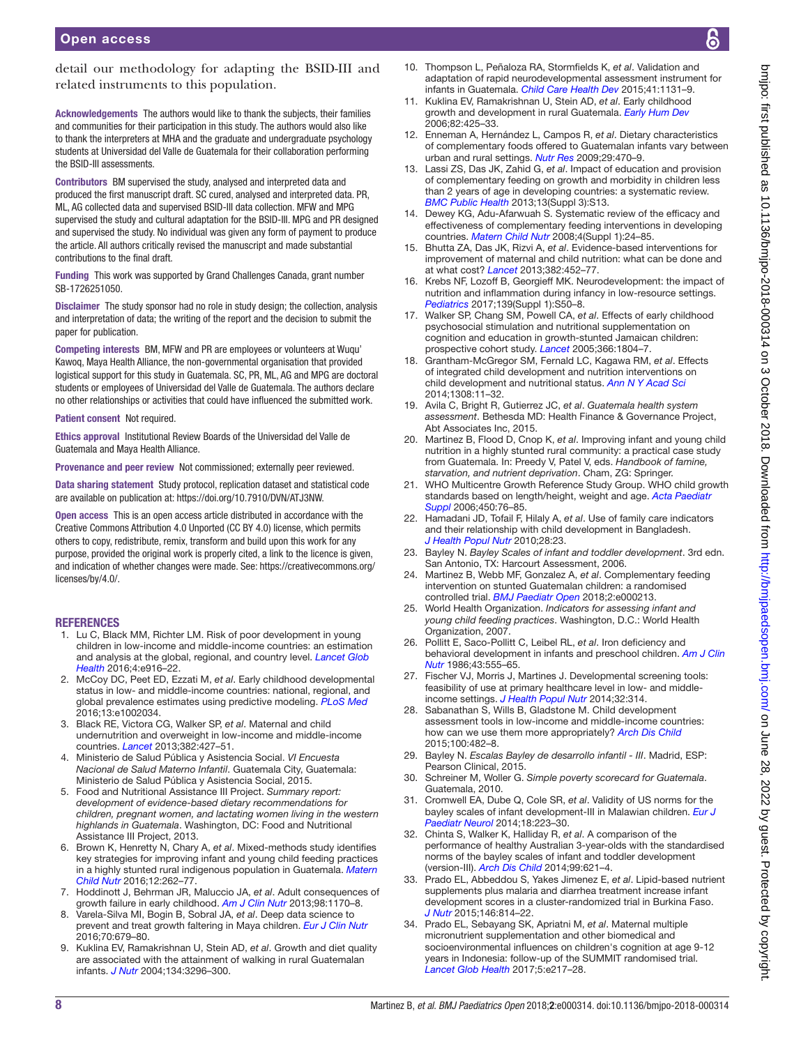detail our methodology for adapting the BSID-III and related instruments to this population.

**Acknowledgements** The authors would like to thank the subjects, their families and communities for their participation in this study. The authors would also like to thank the interpreters at MHA and the graduate and undergraduate psychology students at Universidad del Valle de Guatemala for their collaboration performing the BSID-III assessments.

**Contributors** BM supervised the study, analysed and interpreted data and produced the first manuscript draft. SC cured, analysed and interpreted data. PR, ML, AG collected data and supervised BSID-III data collection. MFW and MPG supervised the study and cultural adaptation for the BSID-III. MPG and PR designed and supervised the study. No individual was given any form of payment to produce the article. All authors critically revised the manuscript and made substantial contributions to the final draft.

**Funding** This work was supported by Grand Challenges Canada, grant number SB-1726251050.

**Disclaimer** The study sponsor had no role in study design; the collection, analysis and interpretation of data; the writing of the report and the decision to submit the paper for publication.

**Competing interests** BM, MFW and PR are employees or volunteers at Wuqu' Kawoq, Maya Health Alliance, the non-governmental organisation that provided logistical support for this study in Guatemala. SC, PR, ML, AG and MPG are doctoral students or employees of Universidad del Valle de Guatemala. The authors declare no other relationships or activities that could have influenced the submitted work.

**Patient consent** Not required.

**Ethics approval** Institutional Review Boards of the Universidad del Valle de Guatemala and Maya Health Alliance.

**Provenance and peer review** Not commissioned; externally peer reviewed.

**Data sharing statement** Study protocol, replication dataset and statistical code are available on publication at: https://doi.org/10.7910/DVN/ATJ3NW.

**Open access** This is an open access article distributed in accordance with the Creative Commons Attribution 4.0 Unported (CC BY 4.0) license, which permits others to copy, redistribute, remix, transform and build upon this work for any purpose, provided the original work is properly cited, a link to the licence is given, and indication of whether changes were made. See: https://creativecommons.org/licenses/by/4.0/.

## REFERENCES

1. Lu C, Black MM, Richter LM. Risk of poor development in young children in low-income and middle-income countries: an estimation and analysis at the global, regional, and country level. *Lancet Glob Health* 2016;4:e916–22.
2. McCoy DC, Peet ED, Ezzati M, *et al*. Early childhood developmental status in low- and middle-income countries: national, regional, and global prevalence estimates using predictive modeling. *PLoS Med* 2016;13:e1002034.
3. Black RE, Victora CG, Walker SP, *et al*. Maternal and child undernutrition and overweight in low-income and middle-income countries. *Lancet* 2013;382:427–51.
4. Ministerio de Salud Pública y Asistencia Social. *VI Encuesta Nacional de Salud Materno Infantil*. Guatemala City, Guatemala: Ministerio de Salud Pública y Asistencia Social, 2015.
5. Food and Nutritional Assistance III Project. *Summary report: development of evidence-based dietary recommendations for children, pregnant women, and lactating women living in the western highlands in Guatemala*. Washington, DC: Food and Nutritional Assistance III Project, 2013.
6. Brown K, Henretty N, Chary A, *et al*. Mixed-methods study identifies key strategies for improving infant and young child feeding practices in a highly stunted rural indigenous population in Guatemala. *Matern Child Nutr* 2016;12:262–77.
7. Hoddinott J, Behrman JR, Maluccio JA, *et al*. Adult consequences of growth failure in early childhood. *Am J Clin Nutr* 2013;98:1170–8.
8. Varela-Silva MI, Bogin B, Sobral JA, *et al*. Deep data science to prevent and treat growth faltering in Maya children. *Eur J Clin Nutr* 2016;70:679–80.
9. Kuklina EV, Ramakrishnan U, Stein AD, *et al*. Growth and diet quality are associated with the attainment of walking in rural Guatemalan infants. *J Nutr* 2004;134:3296–300.
10. Thompson L, Peñaloza RA, Stormfields K, *et al*. Validation and adaptation of rapid neurodevelopmental assessment instrument for infants in Guatemala. *Child Care Health Dev* 2015;41:1131–9.
11. Kuklina EV, Ramakrishnan U, Stein AD, *et al*. Early childhood growth and development in rural Guatemala. *Early Hum Dev* 2006;82:425–33.
12. Enneman A, Hernández L, Campos R, *et al*. Dietary characteristics of complementary foods offered to Guatemalan infants vary between urban and rural settings. *Nutr Res* 2009;29:470–9.
13. Lassi ZS, Das JK, Zahid G, *et al*. Impact of education and provision of complementary feeding on growth and morbidity in children less than 2 years of age in developing countries: a systematic review. *BMC Public Health* 2013;13(Suppl 3):S13.
14. Dewey KG, Adu-Afarwuah S. Systematic review of the efficacy and effectiveness of complementary feeding interventions in developing countries. *Matern Child Nutr* 2008;4(Suppl 1):24–85.
15. Bhutta ZA, Das JK, Rizvi A, *et al*. Evidence-based interventions for improvement of maternal and child nutrition: what can be done and at what cost? *Lancet* 2013;382:452–77.
16. Krebs NF, Lozoff B, Georgieff MK. Neurodevelopment: the impact of nutrition and inflammation during infancy in low-resource settings. *Pediatrics* 2017;139(Suppl 1):S50–8.
17. Walker SP, Chang SM, Powell CA, *et al*. Effects of early childhood psychosocial stimulation and nutritional supplementation on cognition and education in growth-stunted Jamaican children: prospective cohort study. *Lancet* 2005;366:1804–7.
18. Grantham-McGregor SM, Fernald LC, Kagawa RM, *et al*. Effects of integrated child development and nutrition interventions on child development and nutritional status. *Ann N Y Acad Sci* 2014;1308:11–32.
19. Avila C, Bright R, Gutierrez JC, *et al*. *Guatemala health system assessment*. Bethesda MD: Health Finance & Governance Project, Abt Associates Inc, 2015.
20. Martinez B, Flood D, Cnop K, *et al*. Improving infant and young child nutrition in a highly stunted rural community: a practical case study from Guatemala. In: Preedy V, Patel V, eds. *Handbook of famine, starvation, and nutrient deprivation*. Cham, ZG: Springer.
21. WHO Multicentre Growth Reference Study Group. WHO child growth standards based on length/height, weight and age. *Acta Paediatr Suppl* 2006;450:76–85.
22. Hamadani JD, Tofail F, Hilaly A, *et al*. Use of family care indicators and their relationship with child development in Bangladesh. *J Health Popul Nutr* 2010;28:23.
23. Bayley N. *Bayley Scales of infant and toddler development*. 3rd edn. San Antonio, TX: Harcourt Assessment, 2006.
24. Martinez B, Webb MF, Gonzalez A, *et al*. Complementary feeding intervention on stunted Guatemalan children: a randomised controlled trial. *BMJ Paediatr Open* 2018;2:e000213.
25. World Health Organization. *Indicators for assessing infant and young child feeding practices*. Washington, D.C.: World Health Organization, 2007.
26. Pollitt E, Saco-Pollitt C, Leibel RL, *et al*. Iron deficiency and behavioral development in infants and preschool children. *Am J Clin Nutr* 1986;43:555–65.
27. Fischer VJ, Morris J, Martines J. Developmental screening tools: feasibility of use at primary healthcare level in low- and middle-income settings. *J Health Popul Nutr* 2014;32:314.
28. Sabanathan S, Wills B, Gladstone M. Child development assessment tools in low-income and middle-income countries: how can we use them more appropriately? *Arch Dis Child* 2015;100:482–8.
29. Bayley N. *Escalas Bayley de desarrollo infantil - III*. Madrid, ESP: Pearson Clinical, 2015.
30. Schreiner M, Woller G. *Simple poverty scorecard for Guatemala*. Guatemala, 2010.
31. Cromwell EA, Dube Q, Cole SR, *et al*. Validity of US norms for the bayley scales of infant development-III in Malawian children. *Eur J Paediatr Neurol* 2014;18:223–30.
32. Chinta S, Walker K, Halliday R, *et al*. A comparison of the performance of healthy Australian 3-year-olds with the standardised norms of the bayley scales of infant and toddler development (version-III). *Arch Dis Child* 2014;99:621–4.
33. Prado EL, Abbeddou S, Yakes Jimenez E, *et al*. Lipid-based nutrient supplements plus malaria and diarrhea treatment increase infant development scores in a cluster-randomized trial in Burkina Faso. *J Nutr* 2015;146:814–22.
34. Prado EL, Sebayang SK, Apriatni M, *et al*. Maternal multiple micronutrient supplementation and other biomedical and socioenvironmental influences on children's cognition at age 9-12 years in Indonesia: follow-up of the SUMMIT randomised trial. *Lancet Glob Health* 2017;5:e217–28.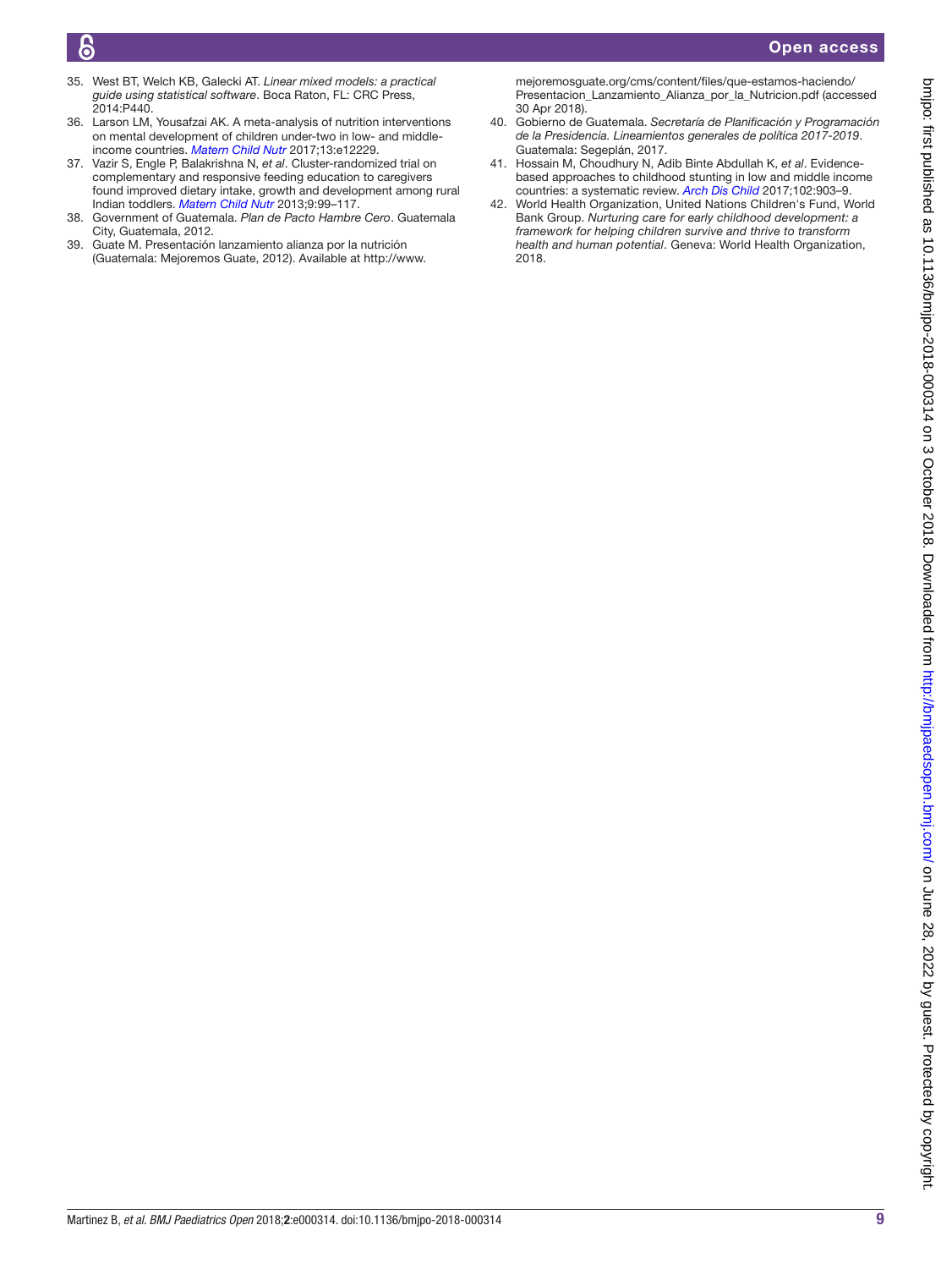35. West BT, Welch KB, Galecki AT. *Linear mixed models: a practical guide using statistical software*. Boca Raton, FL: CRC Press, 2014:P440.
36. Larson LM, Yousafzai AK. A meta-analysis of nutrition interventions on mental development of children under-two in low- and middle-income countries. *Matern Child Nutr* 2017;13:e12229.
37. Vazir S, Engle P, Balakrishna N, *et al*. Cluster-randomized trial on complementary and responsive feeding education to caregivers found improved dietary intake, growth and development among rural Indian toddlers. *Matern Child Nutr* 2013;9:99–117.
38. Government of Guatemala. *Plan de Pacto Hambre Cero*. Guatemala City, Guatemala, 2012.
39. Guate M. Presentación lanzamiento alianza por la nutrición (Guatemala: Mejoremos Guate, 2012). Available at http://www.mejoremosguate.org/cms/content/files/que-estamos-haciendo/Presentacion_Lanzamiento_Alianza_por_la_Nutricion.pdf (accessed 30 Apr 2018).
40. Gobierno de Guatemala. *Secretaría de Planificación y Programación de la Presidencia. Lineamientos generales de política 2017-2019*. Guatemala: Segeplán, 2017.
41. Hossain M, Choudhury N, Adib Binte Abdullah K, *et al*. Evidence-based approaches to childhood stunting in low and middle income countries: a systematic review. *Arch Dis Child* 2017;102:903–9.
42. World Health Organization, United Nations Children's Fund, World Bank Group. *Nurturing care for early childhood development: a framework for helping children survive and thrive to transform health and human potential*. Geneva: World Health Organization, 2018.